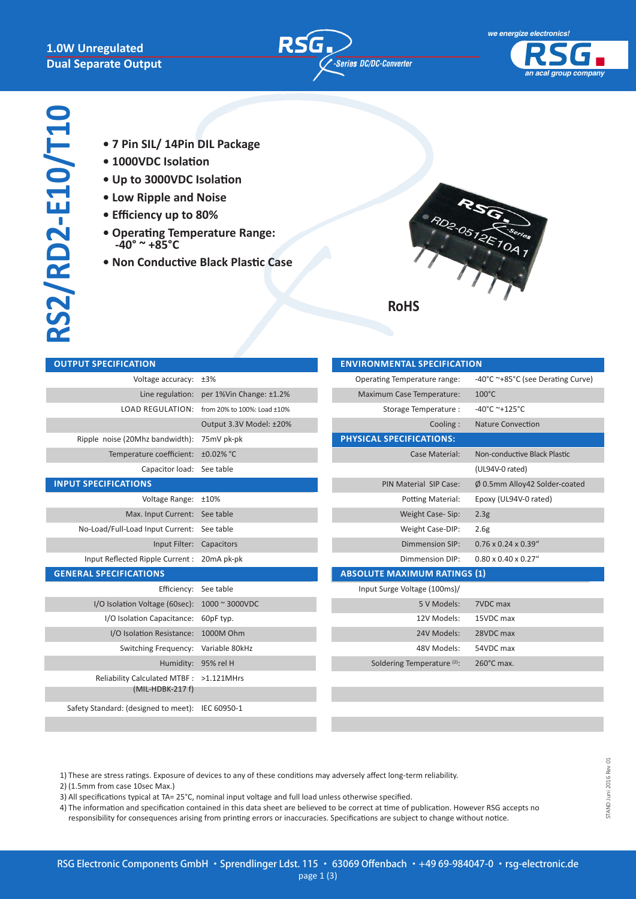**1.0W Unregulated**
**Dual Separate Output**

RSG -Series DC/DC-Converter

we energize electronics! RSG an acal group company

# RS2/RD2-E10/T10

- **7 Pin SIL/ 14Pin DIL Package**
- **1000VDC Isolation**
- **Up to 3000VDC Isolation**
- **Low Ripple and Noise**
- **Efficiency up to 80%**
- **Operating Temperature Range: -40° ~ +85°C**
- **Non Conductive Black Plastic Case**

**RoHS**

| OUTPUT SPECIFICATION | |
|---|---|
| Voltage accuracy: | ±3% |
| Line regulation: | per 1%Vin Change: ±1.2% |
| LOAD REGULATION: | from 20% to 100%: Load ±10% |
| | Output 3.3V Model: ±20% |
| Ripple noise (20Mhz bandwidth): | 75mV pk-pk |
| Temperature coefficient: | ±0.02% °C |
| Capacitor load: | See table |
| **INPUT SPECIFICATIONS** | |
| Voltage Range: | ±10% |
| Max. Input Current: | See table |
| No-Load/Full-Load Input Current: | See table |
| Input Filter: | Capacitors |
| Input Reflected Ripple Current : | 20mA pk-pk |
| **GENERAL SPECIFICATIONS** | |
| Efficiency: | See table |
| I/O Isolation Voltage (60sec): | 1000 ~ 3000VDC |
| I/O Isolation Capacitance: | 60pF typ. |
| I/O Isolation Resistance: | 1000M Ohm |
| Switching Frequency: | Variable 80kHz |
| Humidity: | 95% rel H |
| Reliability Calculated MTBF : (MIL-HDBK-217 f) | >1.121MHrs |
| Safety Standard: (designed to meet): | IEC 60950-1 |

| ENVIRONMENTAL SPECIFICATION | |
|---|---|
| Operating Temperature range: | -40°C ~+85°C (see Derating Curve) |
| Maximum Case Temperature: | 100°C |
| Storage Temperature : | -40°C ~+125°C |
| Cooling : | Nature Convection |
| **PHYSICAL SPECIFICATIONS:** | |
| Case Material: | Non-conductive Black Plastic |
| | (UL94V-0 rated) |
| PIN Material SIP Case: | Ø 0.5mm Alloy42 Solder-coated |
| Potting Material: | Epoxy (UL94V-0 rated) |
| Weight Case- Sip: | 2.3g |
| Weight Case-DIP: | 2.6g |
| Dimmension SIP: | 0.76 x 0.24 x 0.39" |
| Dimmension DIP: | 0.80 x 0.40 x 0.27" |
| **ABSOLUTE MAXIMUM RATINGS (1)** | |
| Input Surge Voltage (100ms)/ | |
| 5 V Models: | 7VDC max |
| 12V Models: | 15VDC max |
| 24V Models: | 28VDC max |
| 48V Models: | 54VDC max |
| Soldering Temperature (2): | 260°C max. |

1) These are stress ratings. Exposure of devices to any of these conditions may adversely affect long-term reliability.
2) (1.5mm from case 10sec Max.)
3) All specifications typical at TA= 25°C, nominal input voltage and full load unless otherwise specified.
4) The information and specification contained in this data sheet are believed to be correct at time of publication. However RSG accepts no responsibility for consequences arising from printing errors or inaccuracies. Specifications are subject to change without notice.

STAND Juni 2016 Rev 01

RSG Electronic Components GmbH • Sprendlinger Ldst. 115 • 63069 Offenbach • +49 69-984047-0 • rsg-electronic.de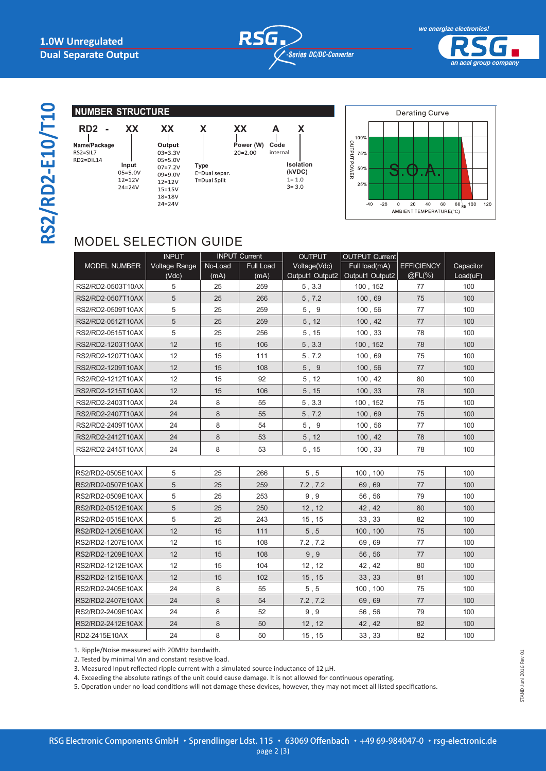# RS2/RD2-E10/T10

## NUMBER STRUCTURE

RD2 - XX XX X XX A X

- **Name/Package**: RS2=SIL7, RD2=DIL14
- **Input**: 05=5.0V, 12=12V, 24=24V
- **Output**: 03=3.3V, 05=5.0V, 07=7.2V, 09=9.0V, 12=12V, 15=15V, 18=18V, 24=24V
- **Type**: E=Dual separ., T=Dual Split
- **Power (W)**: 20=2.00
- **Code**: internal
- **Isolation (kVDC)**: 1= 1.0, 3= 3.0

Derating Curve

OUTPUT POWER: 100%, 75%, 50%, 25%

S.O.A.

AMBIENT TEMPERATURE(°C): -40, -20, 0, 20, 40, 60, 80, 85, 100, 120

## MODEL SELECTION GUIDE

| MODEL NUMBER | INPUT Voltage Range (Vdc) | INPUT Current No-Load (mA) | INPUT Current Full Load (mA) | OUTPUT Voltage(Vdc) Output1 Output2 | OUTPUT Current Full load(mA) Output1 Output2 | EFFICIENCY @FL(%) | Capacitor Load(uF) |
|---|---|---|---|---|---|---|---|
| RS2/RD2-0503T10AX | 5 | 25 | 259 | 5 , 3.3 | 100 , 152 | 77 | 100 |
| RS2/RD2-0507T10AX | 5 | 25 | 266 | 5 , 7.2 | 100 , 69 | 75 | 100 |
| RS2/RD2-0509T10AX | 5 | 25 | 259 | 5 , 9 | 100 , 56 | 77 | 100 |
| RS2/RD2-0512T10AX | 5 | 25 | 259 | 5 , 12 | 100 , 42 | 77 | 100 |
| RS2/RD2-0515T10AX | 5 | 25 | 256 | 5 , 15 | 100 , 33 | 78 | 100 |
| RS2/RD2-1203T10AX | 12 | 15 | 106 | 5 , 3.3 | 100 , 152 | 78 | 100 |
| RS2/RD2-1207T10AX | 12 | 15 | 111 | 5 , 7.2 | 100 , 69 | 75 | 100 |
| RS2/RD2-1209T10AX | 12 | 15 | 108 | 5 , 9 | 100 , 56 | 77 | 100 |
| RS2/RD2-1212T10AX | 12 | 15 | 92 | 5 , 12 | 100 , 42 | 80 | 100 |
| RS2/RD2-1215T10AX | 12 | 15 | 106 | 5 , 15 | 100 , 33 | 78 | 100 |
| RS2/RD2-2403T10AX | 24 | 8 | 55 | 5 , 3.3 | 100 , 152 | 75 | 100 |
| RS2/RD2-2407T10AX | 24 | 8 | 55 | 5 , 7.2 | 100 , 69 | 75 | 100 |
| RS2/RD2-2409T10AX | 24 | 8 | 54 | 5 , 9 | 100 , 56 | 77 | 100 |
| RS2/RD2-2412T10AX | 24 | 8 | 53 | 5 , 12 | 100 , 42 | 78 | 100 |
| RS2/RD2-2415T10AX | 24 | 8 | 53 | 5 , 15 | 100 , 33 | 78 | 100 |
| | | | | | | | |
| RS2/RD2-0505E10AX | 5 | 25 | 266 | 5 , 5 | 100 , 100 | 75 | 100 |
| RS2/RD2-0507E10AX | 5 | 25 | 259 | 7.2 , 7.2 | 69 , 69 | 77 | 100 |
| RS2/RD2-0509E10AX | 5 | 25 | 253 | 9 , 9 | 56 , 56 | 79 | 100 |
| RS2/RD2-0512E10AX | 5 | 25 | 250 | 12 , 12 | 42 , 42 | 80 | 100 |
| RS2/RD2-0515E10AX | 5 | 25 | 243 | 15 , 15 | 33 , 33 | 82 | 100 |
| RS2/RD2-1205E10AX | 12 | 15 | 111 | 5 , 5 | 100 , 100 | 75 | 100 |
| RS2/RD2-1207E10AX | 12 | 15 | 108 | 7.2 , 7.2 | 69 , 69 | 77 | 100 |
| RS2/RD2-1209E10AX | 12 | 15 | 108 | 9 , 9 | 56 , 56 | 77 | 100 |
| RS2/RD2-1212E10AX | 12 | 15 | 104 | 12 , 12 | 42 , 42 | 80 | 100 |
| RS2/RD2-1215E10AX | 12 | 15 | 102 | 15 , 15 | 33 , 33 | 81 | 100 |
| RS2/RD2-2405E10AX | 24 | 8 | 55 | 5 , 5 | 100 , 100 | 75 | 100 |
| RS2/RD2-2407E10AX | 24 | 8 | 54 | 7.2 , 7.2 | 69 , 69 | 77 | 100 |
| RS2/RD2-2409E10AX | 24 | 8 | 52 | 9 , 9 | 56 , 56 | 79 | 100 |
| RS2/RD2-2412E10AX | 24 | 8 | 50 | 12 , 12 | 42 , 42 | 82 | 100 |
| RD2-2415E10AX | 24 | 8 | 50 | 15 , 15 | 33 , 33 | 82 | 100 |

1. Ripple/Noise measured with 20MHz bandwith.
2. Tested by minimal Vin and constant resistive load.
3. Measured Input reflected ripple current with a simulated source inductance of 12 µH.
4. Exceeding the absolute ratings of the unit could cause damage. It is not allowed for continuous operating.
5. Operation under no-load conditions will not damage these devices, however, they may not meet all listed specifications.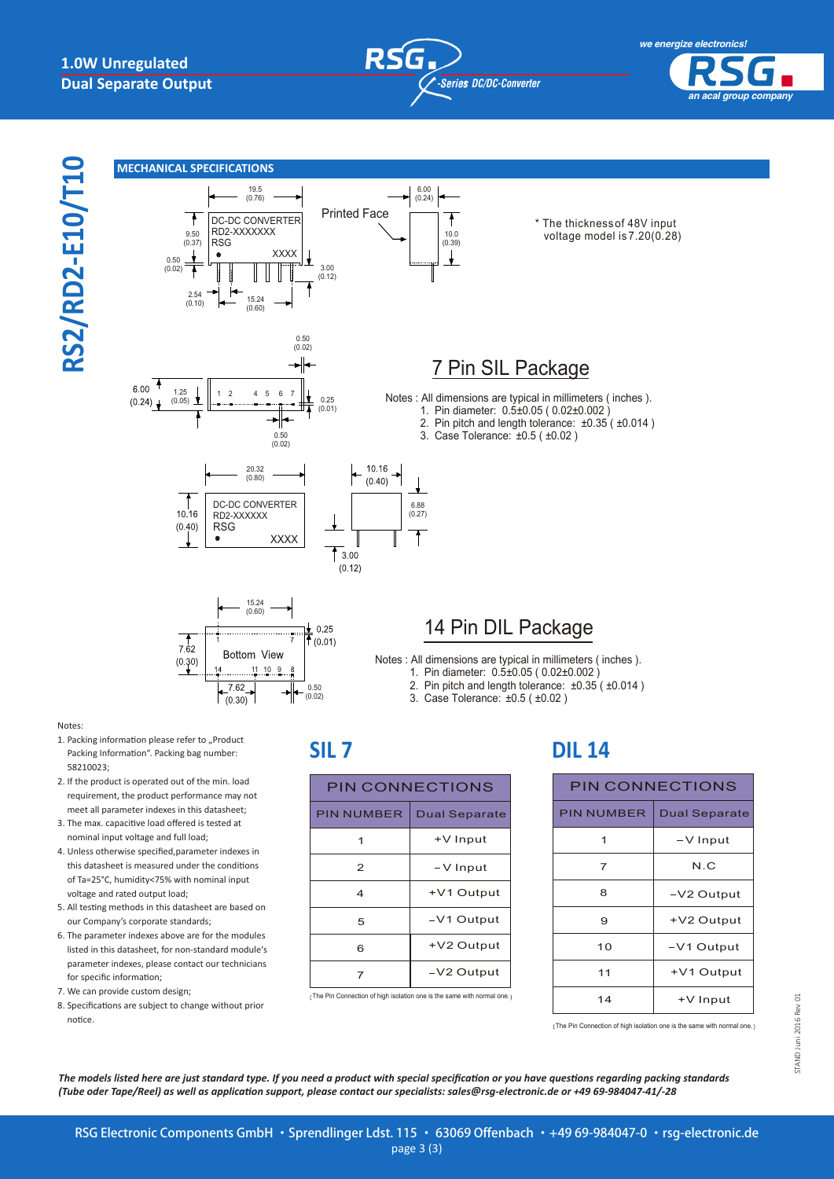# RS2/RD2-E10/T10

## MECHANICAL SPECIFICATIONS

19.5
(0.76)

6.00
(0.24)

DC-DC CONVERTER
RD2-XXXXXXX
RSG
XXXX

Printed Face

9.50
(0.37)

10.0
(0.39)

0.50
(0.02)

3.00
(0.12)

2.54
(0.10)

15.24
(0.60)

\* The thickness of 48V input voltage model is 7.20(0.28)

0.50
(0.02)

6.00
(0.24)

1.25
(0.05)

1 2 4 5 6 7

0.25
(0.01)

0.50
(0.02)

### 7 Pin SIL Package

Notes : All dimensions are typical in millimeters ( inches ).
1. Pin diameter: 0.5±0.05 ( 0.02±0.002 )
2. Pin pitch and length tolerance: ±0.35 ( ±0.014 )
3. Case Tolerance: ±0.5 ( ±0.02 )

20.32
(0.80)

10.16
(0.40)

DC-DC CONVERTER
RD2-XXXXXX
RSG
XXXX

10.16
(0.40)

6.88
(0.27)

3.00
(0.12)

15.24
(0.60)

0.25
(0.01)

7.62
(0.30)

Bottom View

1 7
14 11 10 9 8

7.62
(0.30)

0.50
(0.02)

### 14 Pin DIL Package

Notes : All dimensions are typical in millimeters ( inches ).
1. Pin diameter: 0.5±0.05 ( 0.02±0.002 )
2. Pin pitch and length tolerance: ±0.35 ( ±0.014 )
3. Case Tolerance: ±0.5 ( ±0.02 )

Notes:
1. Packing information please refer to „Product Packing Information". Packing bag number: 58210023;
2. If the product is operated out of the min. load requirement, the product performance may not meet all parameter indexes in this datasheet;
3. The max. capacitive load offered is tested at nominal input voltage and full load;
4. Unless otherwise specified,parameter indexes in this datasheet is measured under the conditions of Ta=25°C, humidity<75% with nominal input voltage and rated output load;
5. All testing methods in this datasheet are based on our Company's corporate standards;
6. The parameter indexes above are for the modules listed in this datasheet, for non-standard module's parameter indexes, please contact our technicians for specific information;
7. We can provide custom design;
8. Specifications are subject to change without prior notice.

## SIL 7

| PIN CONNECTIONS | |
|---|---|
| PIN NUMBER | Dual Separate |
| 1 | +V Input |
| 2 | −V Input |
| 4 | +V1 Output |
| 5 | −V1 Output |
| 6 | +V2 Output |
| 7 | −V2 Output |

(The Pin Connection of high isolation one is the same with normal one.)

## DIL 14

| PIN CONNECTIONS | |
|---|---|
| PIN NUMBER | Dual Separate |
| 1 | −V Input |
| 7 | N.C |
| 8 | −V2 Output |
| 9 | +V2 Output |
| 10 | −V1 Output |
| 11 | +V1 Output |
| 14 | +V Input |

(The Pin Connection of high isolation one is the same with normal one.)

STAND Juni 2016 Rev 01

*The models listed here are just standard type. If you need a product with special specification or you have questions regarding packing standards (Tube oder Tape/Reel) as well as application support, please contact our specialists: sales@rsg-electronic.de or +49 69-984047-41/-28*